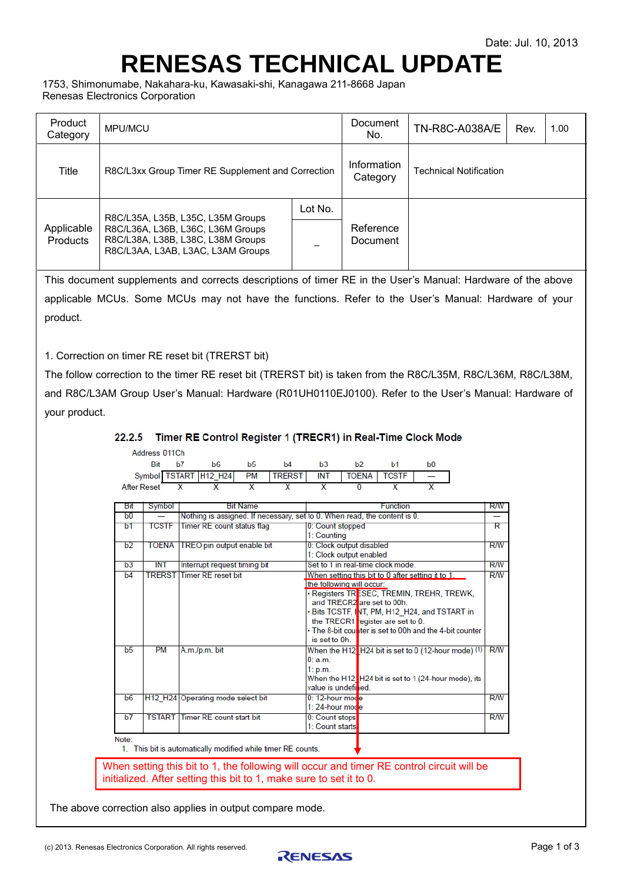Date: Jul. 10, 2013

# RENESAS TECHNICAL UPDATE

1753, Shimonumabe, Nakahara-ku, Kawasaki-shi, Kanagawa 211-8668 Japan
Renesas Electronics Corporation

| Product Category | MPU/MCU | | Document No. | TN-R8C-A038A/E | Rev. | 1.00 |
|---|---|---|---|---|---|---|
| Title | R8C/L3xx Group Timer RE Supplement and Correction | | Information Category | Technical Notification | | |
| Applicable Products | R8C/L35A, L35B, L35C, L35M Groups<br>R8C/L36A, L36B, L36C, L36M Groups<br>R8C/L38A, L38B, L38C, L38M Groups<br>R8C/L3AA, L3AB, L3AC, L3AM Groups | Lot No.<br>– | Reference Document | | | |

This document supplements and corrects descriptions of timer RE in the User's Manual: Hardware of the above applicable MCUs. Some MCUs may not have the functions. Refer to the User's Manual: Hardware of your product.

1. Correction on timer RE reset bit (TRERST bit)

The follow correction to the timer RE reset bit (TRERST bit) is taken from the R8C/L35M, R8C/L36M, R8C/L38M, and R8C/L3AM Group User's Manual: Hardware (R01UH0110EJ0100). Refer to the User's Manual: Hardware of your product.

### 22.2.5 Timer RE Control Register 1 (TRECR1) in Real-Time Clock Mode

Address 011Ch

| Bit | b7 | b6 | b5 | b4 | b3 | b2 | b1 | b0 |
|---|---|---|---|---|---|---|---|---|
| Symbol | TSTART | H12_H24 | PM | TRERST | INT | TOENA | TCSTF | — |
| After Reset | X | X | X | X | X | 0 | X | X |

| Bit | Symbol | Bit Name | Function | R/W |
|---|---|---|---|---|
| b0 | — | Nothing is assigned. If necessary, set to 0. When read, the content is 0. | | — |
| b1 | TCSTF | Timer RE count status flag | 0: Count stopped<br>1: Counting | R |
| b2 | TOENA | TREO pin output enable bit | 0: Clock output disabled<br>1: Clock output enabled | R/W |
| b3 | INT | Interrupt request timing bit | Set to 1 in real-time clock mode. | R/W |
| b4 | TRERST | Timer RE reset bit | ~~When setting this bit to 0 after setting it to 1, the following will occur:~~<br>• Registers TRESEC, TREMIN, TREHR, TREWK, and TRECR2 are set to 00h.<br>• Bits TCSTF, INT, PM, H12_H24, and TSTART in the TRECR1 register are set to 0.<br>• The 8-bit counter is set to 00h and the 4-bit counter is set to 0h. | R/W |
| b5 | PM | A.m./p.m. bit | When the H12_H24 bit is set to 0 (12-hour mode) (1)<br>0: a.m.<br>1: p.m.<br>When the H12_H24 bit is set to 1 (24-hour mode), its value is undefined. | R/W |
| b6 | H12_H24 | Operating mode select bit | 0: 12-hour mode<br>1: 24-hour mode | R/W |
| b7 | TSTART | Timer RE count start bit | 0: Count stops<br>1: Count starts | R/W |

Note:
1. This bit is automatically modified while timer RE counts.

When setting this bit to 1, the following will occur and timer RE control circuit will be initialized. After setting this bit to 1, make sure to set it to 0.

The above correction also applies in output compare mode.

(c) 2013. Renesas Electronics Corporation. All rights reserved.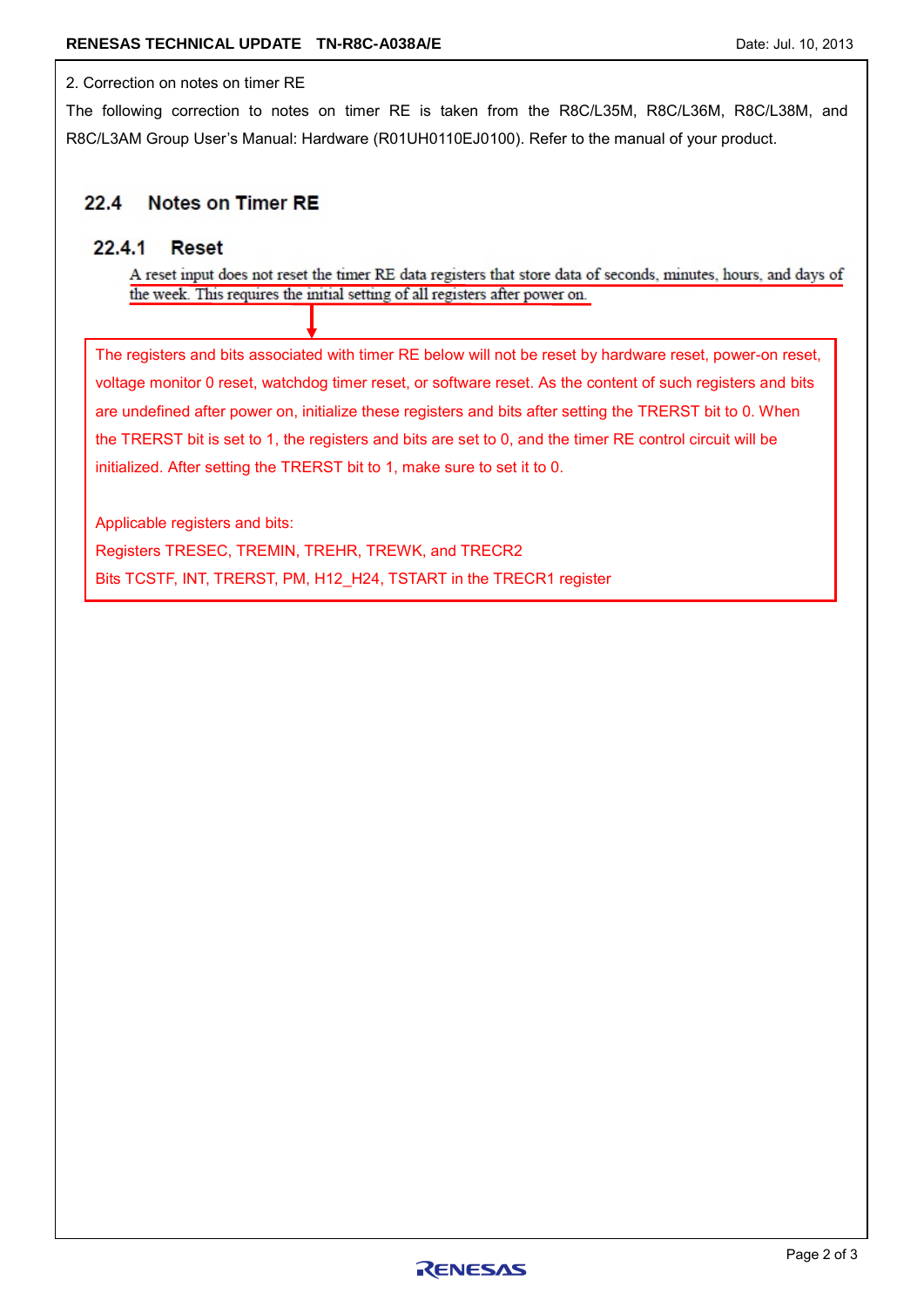2. Correction on notes on timer RE

The following correction to notes on timer RE is taken from the R8C/L35M, R8C/L36M, R8C/L38M, and R8C/L3AM Group User's Manual: Hardware (R01UH0110EJ0100). Refer to the manual of your product.

## 22.4 Notes on Timer RE

### 22.4.1 Reset

A reset input does not reset the timer RE data registers that store data of seconds, minutes, hours, and days of the week. This requires the initial setting of all registers after power on.

↓

The registers and bits associated with timer RE below will not be reset by hardware reset, power-on reset, voltage monitor 0 reset, watchdog timer reset, or software reset. As the content of such registers and bits are undefined after power on, initialize these registers and bits after setting the TRERST bit to 0. When the TRERST bit is set to 1, the registers and bits are set to 0, and the timer RE control circuit will be initialized. After setting the TRERST bit to 1, make sure to set it to 0.

Applicable registers and bits:
Registers TRESEC, TREMIN, TREHR, TREWK, and TRECR2
Bits TCSTF, INT, TRERST, PM, H12_H24, TSTART in the TRECR1 register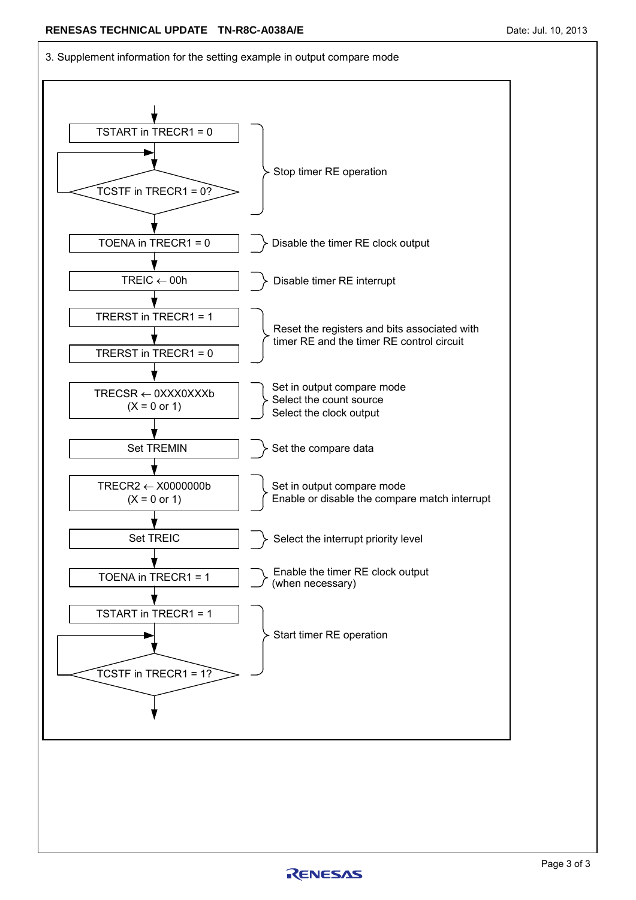3. Supplement information for the setting example in output compare mode

TSTART in TRECR1 = 0

TCSTF in TRECR1 = 0?

Stop timer RE operation

TOENA in TRECR1 = 0

Disable the timer RE clock output

TREIC ← 00h

Disable timer RE interrupt

TRERST in TRECR1 = 1

TRERST in TRECR1 = 0

Reset the registers and bits associated with timer RE and the timer RE control circuit

TRECSR ← 0XXX0XXXb
(X = 0 or 1)

Set in output compare mode
Select the count source
Select the clock output

Set TREMIN

Set the compare data

TRECR2 ← X0000000b
(X = 0 or 1)

Set in output compare mode
Enable or disable the compare match interrupt

Set TREIC

Select the interrupt priority level

TOENA in TRECR1 = 1

Enable the timer RE clock output
(when necessary)

TSTART in TRECR1 = 1

TCSTF in TRECR1 = 1?

Start timer RE operation